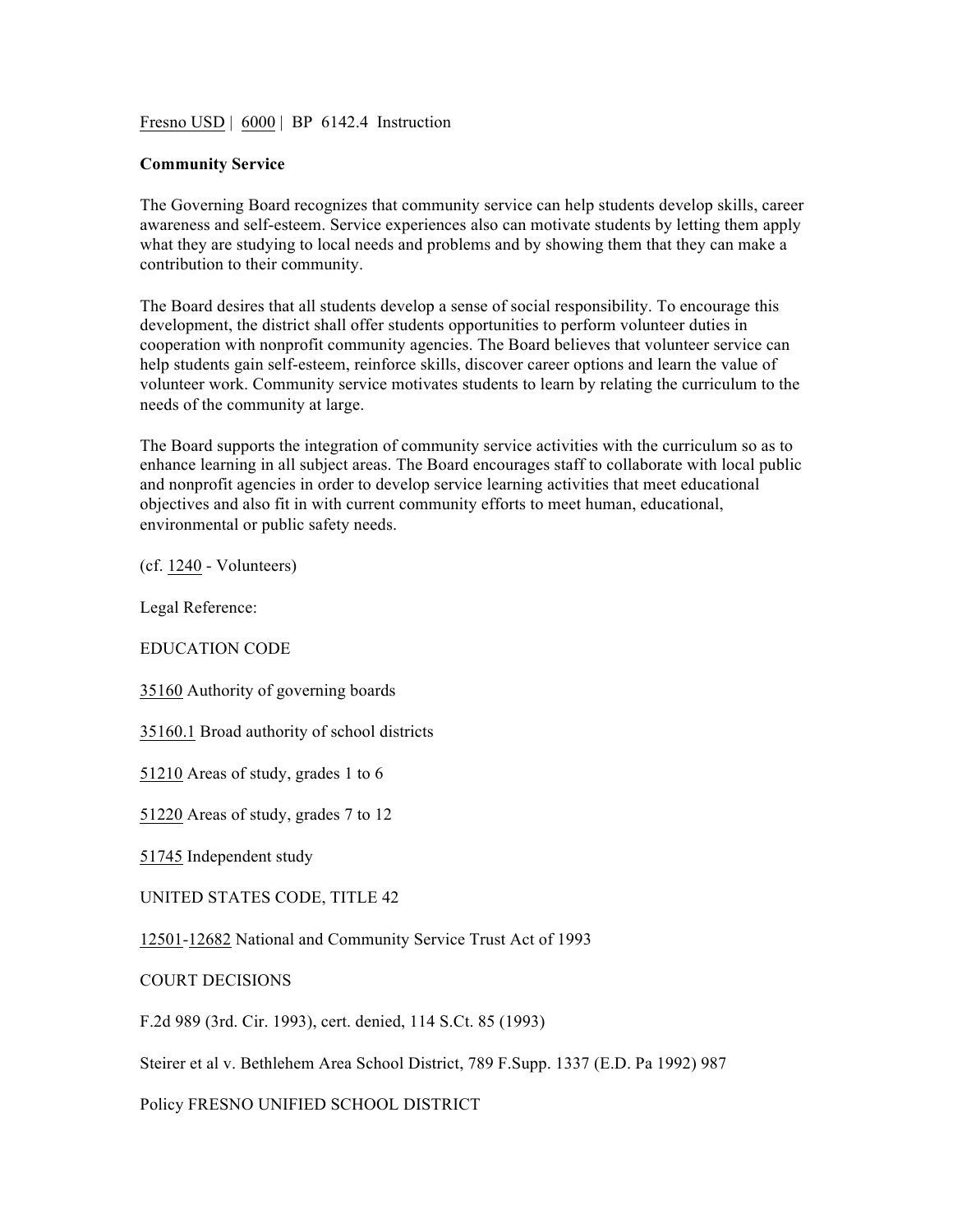Fresno USD | 6000 | BP 6142.4 Instruction

**Community Service**

The Governing Board recognizes that community service can help students develop skills, career awareness and self-esteem. Service experiences also can motivate students by letting them apply what they are studying to local needs and problems and by showing them that they can make a contribution to their community.

The Board desires that all students develop a sense of social responsibility. To encourage this development, the district shall offer students opportunities to perform volunteer duties in cooperation with nonprofit community agencies. The Board believes that volunteer service can help students gain self-esteem, reinforce skills, discover career options and learn the value of volunteer work. Community service motivates students to learn by relating the curriculum to the needs of the community at large.

The Board supports the integration of community service activities with the curriculum so as to enhance learning in all subject areas. The Board encourages staff to collaborate with local public and nonprofit agencies in order to develop service learning activities that meet educational objectives and also fit in with current community efforts to meet human, educational, environmental or public safety needs.

(cf. 1240 - Volunteers)

Legal Reference:

EDUCATION CODE

35160 Authority of governing boards

35160.1 Broad authority of school districts

51210 Areas of study, grades 1 to 6

51220 Areas of study, grades 7 to 12

51745 Independent study

UNITED STATES CODE, TITLE 42

12501-12682 National and Community Service Trust Act of 1993

COURT DECISIONS

F.2d 989 (3rd. Cir. 1993), cert. denied, 114 S.Ct. 85 (1993)

Steirer et al v. Bethlehem Area School District, 789 F.Supp. 1337 (E.D. Pa 1992) 987

Policy FRESNO UNIFIED SCHOOL DISTRICT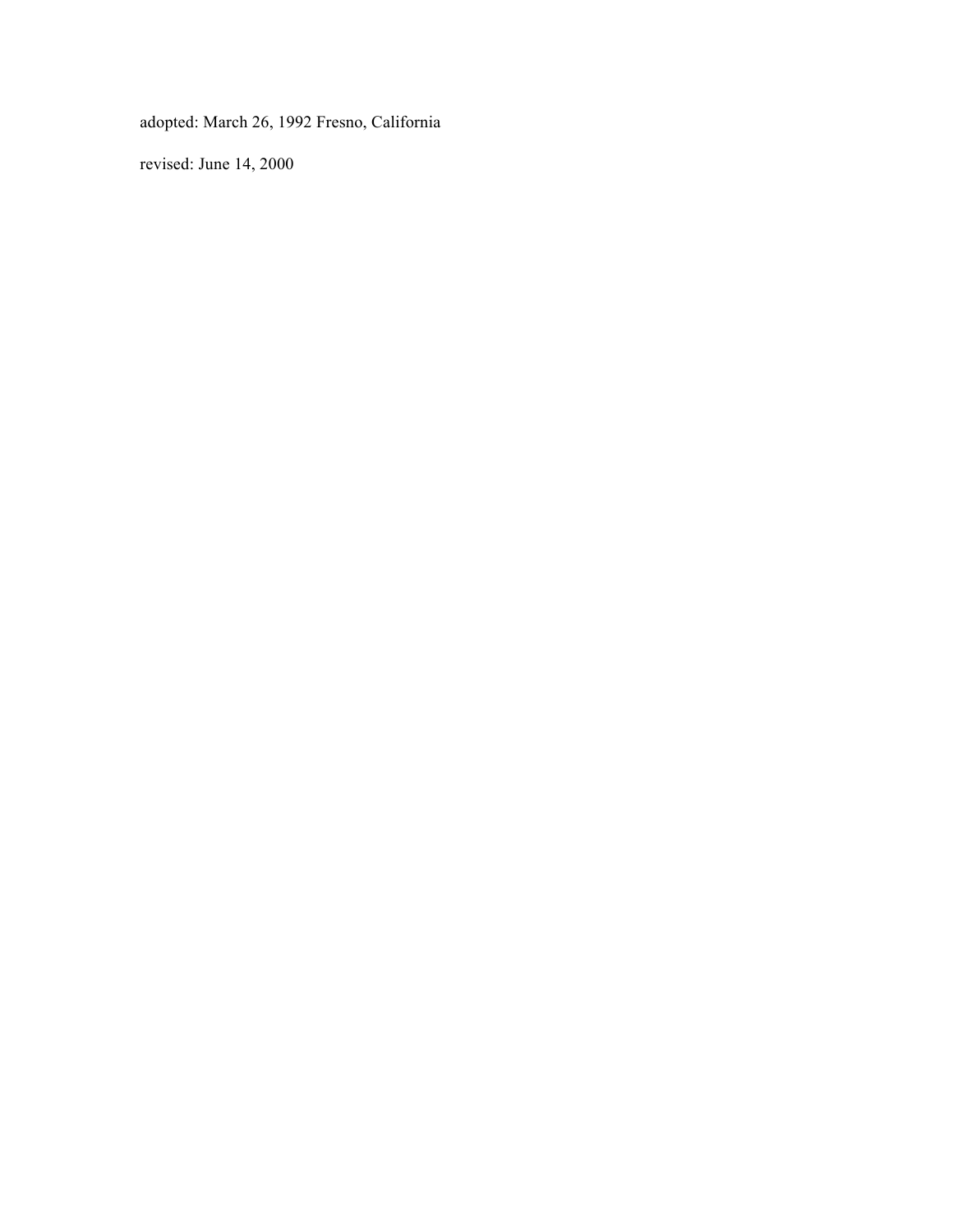adopted: March 26, 1992 Fresno, California

revised: June 14, 2000